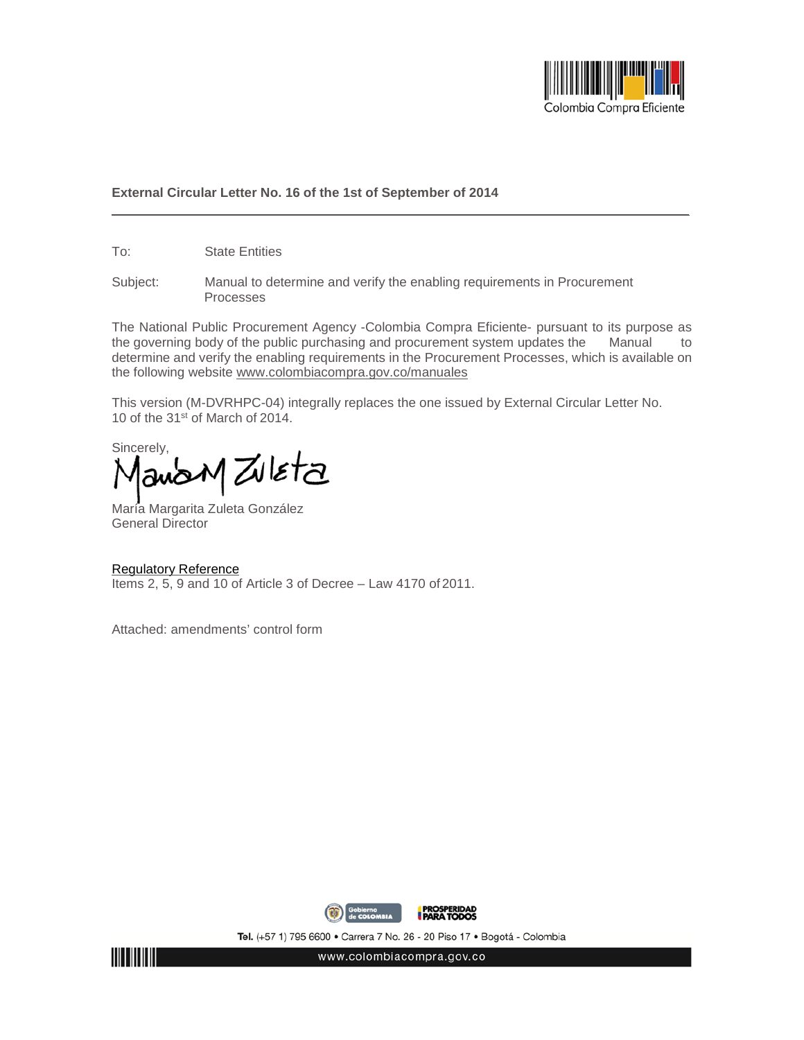**External Circular Letter No. 16 of the 1st of September of 2014**

To: State Entities

Subject: Manual to determine and verify the enabling requirements in Procurement Processes

The National Public Procurement Agency -Colombia Compra Eficiente- pursuant to its purpose as the governing body of the public purchasing and procurement system updates the Manual to determine and verify the enabling requirements in the Procurement Processes, which is available on the following website www.colombiacompra.gov.co/manuales

This version (M-DVRHPC-04) integrally replaces the one issued by External Circular Letter No. 10 of the 31st of March of 2014.

Sincerely,

María Margarita Zuleta González
General Director

Regulatory Reference
Items 2, 5, 9 and 10 of Article 3 of Decree – Law 4170 of 2011.

Attached: amendments' control form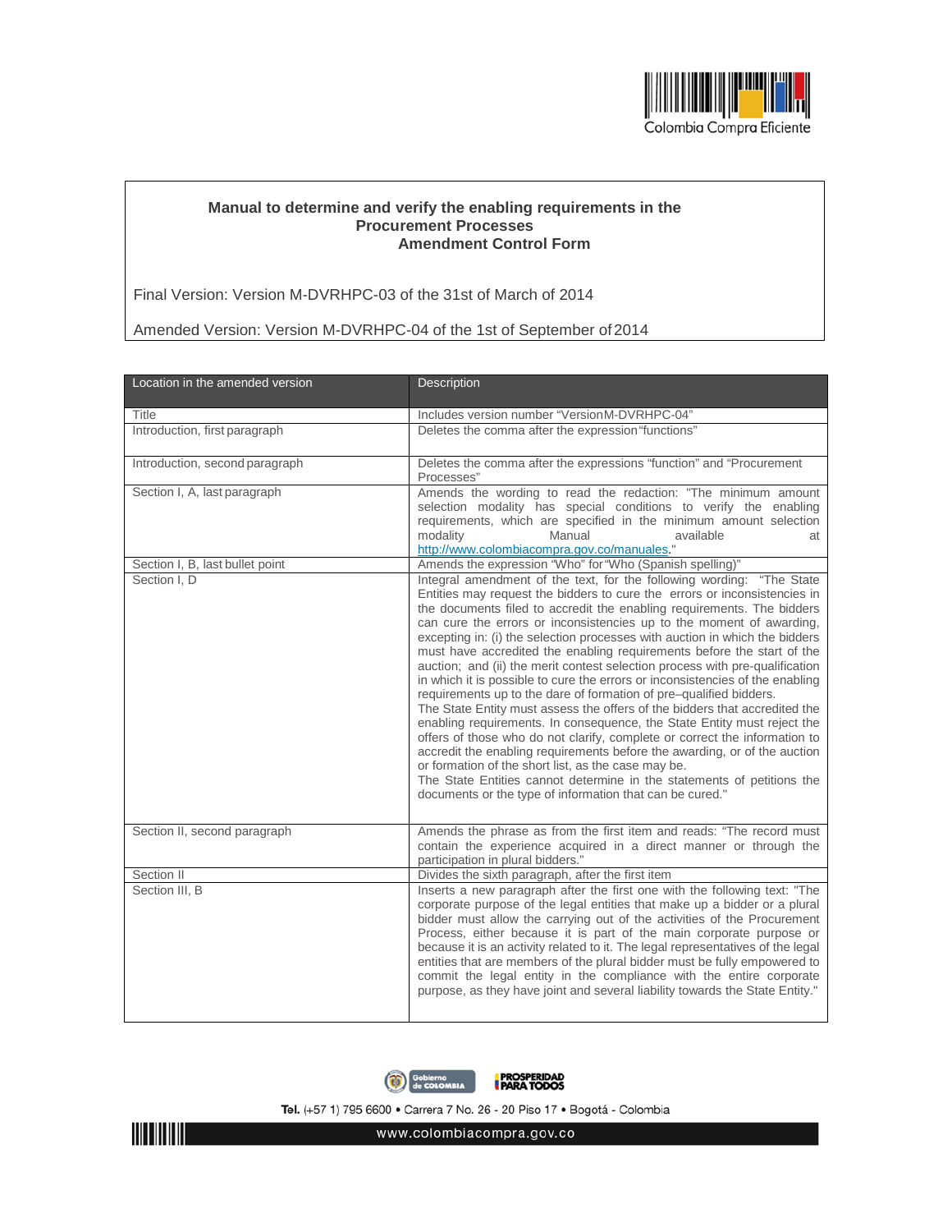**Manual to determine and verify the enabling requirements in the Procurement Processes**
**Amendment Control Form**

Final Version: Version M-DVRHPC-03 of the 31st of March of 2014

Amended Version: Version M-DVRHPC-04 of the 1st of September of 2014

| Location in the amended version | Description |
|---|---|
| Title | Includes version number "Version M-DVRHPC-04" |
| Introduction, first paragraph | Deletes the comma after the expression "functions" |
| Introduction, second paragraph | Deletes the comma after the expressions "function" and "Procurement Processes" |
| Section I, A, last paragraph | Amends the wording to read the redaction: "The minimum amount selection modality has special conditions to verify the enabling requirements, which are specified in the minimum amount selection modality Manual available at http://www.colombiacompra.gov.co/manuales." |
| Section I, B, last bullet point | Amends the expression "Who" for "Who (Spanish spelling)" |
| Section I, D | Integral amendment of the text, for the following wording: "The State Entities may request the bidders to cure the errors or inconsistencies in the documents filed to accredit the enabling requirements. The bidders can cure the errors or inconsistencies up to the moment of awarding, excepting in: (i) the selection processes with auction in which the bidders must have accredited the enabling requirements before the start of the auction; and (ii) the merit contest selection process with pre-qualification in which it is possible to cure the errors or inconsistencies of the enabling requirements up to the dare of formation of pre–qualified bidders. The State Entity must assess the offers of the bidders that accredited the enabling requirements. In consequence, the State Entity must reject the offers of those who do not clarify, complete or correct the information to accredit the enabling requirements before the awarding, or of the auction or formation of the short list, as the case may be. The State Entities cannot determine in the statements of petitions the documents or the type of information that can be cured." |
| Section II, second paragraph | Amends the phrase as from the first item and reads: "The record must contain the experience acquired in a direct manner or through the participation in plural bidders." |
| Section II | Divides the sixth paragraph, after the first item |
| Section III, B | Inserts a new paragraph after the first one with the following text: "The corporate purpose of the legal entities that make up a bidder or a plural bidder must allow the carrying out of the activities of the Procurement Process, either because it is part of the main corporate purpose or because it is an activity related to it. The legal representatives of the legal entities that are members of the plural bidder must be fully empowered to commit the legal entity in the compliance with the entire corporate purpose, as they have joint and several liability towards the State Entity." |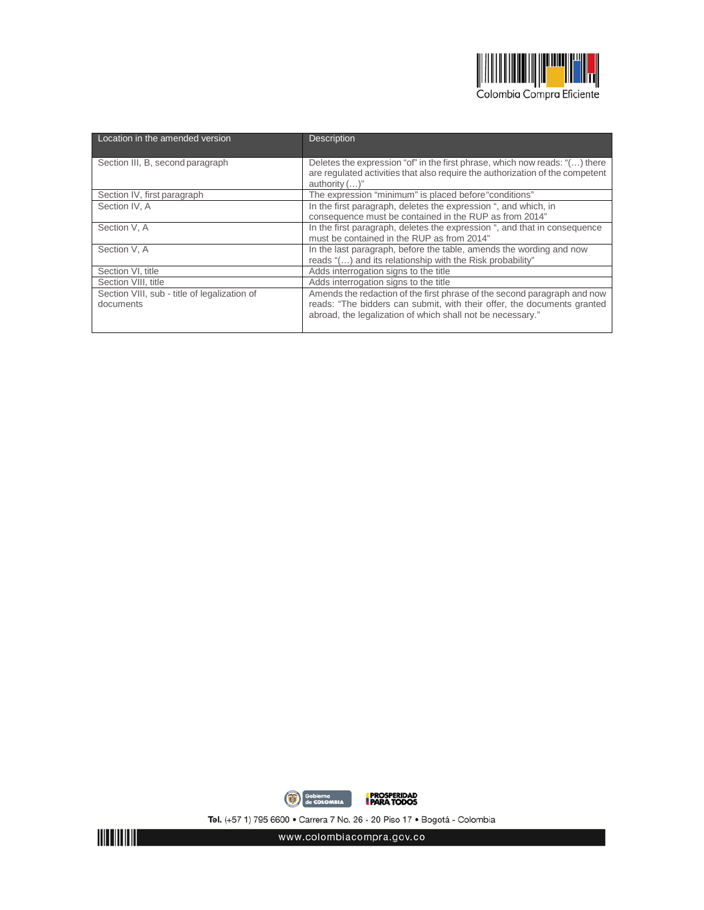| Location in the amended version | Description |
|---|---|
| Section III, B, second paragraph | Deletes the expression "of" in the first phrase, which now reads: "(…) there are regulated activities that also require the authorization of the competent authority (…)" |
| Section IV, first paragraph | The expression "minimum" is placed before "conditions" |
| Section IV, A | In the first paragraph, deletes the expression ", and which, in consequence must be contained in the RUP as from 2014" |
| Section V, A | In the first paragraph, deletes the expression ", and that in consequence must be contained in the RUP as from 2014" |
| Section V, A | In the last paragraph, before the table, amends the wording and now reads "(…) and its relationship with the Risk probability" |
| Section VI, title | Adds interrogation signs to the title |
| Section VIII, title | Adds interrogation signs to the title |
| Section VIII, sub - title of legalization of documents | Amends the redaction of the first phrase of the second paragraph and now reads: "The bidders can submit, with their offer, the documents granted abroad, the legalization of which shall not be necessary." |